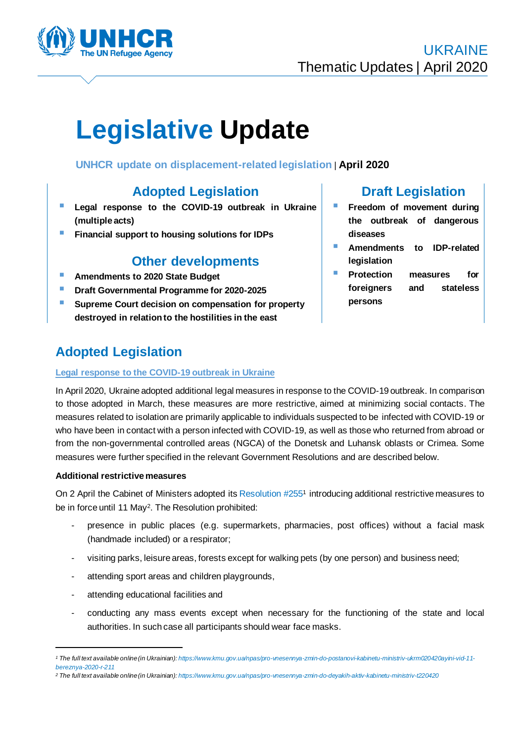UNHCR
The UN Refugee Agency

UKRAINE
Thematic Updates | April 2020

# Legislative Update

**UNHCR update on displacement-related legislation | April 2020**

## Adopted Legislation

- **Legal response to the COVID-19 outbreak in Ukraine (multiple acts)**
- **Financial support to housing solutions for IDPs**

## Other developments

- **Amendments to 2020 State Budget**
- **Draft Governmental Programme for 2020-2025**
- **Supreme Court decision on compensation for property destroyed in relation to the hostilities in the east**

## Draft Legislation

- **Freedom of movement during the outbreak of dangerous diseases**
- **Amendments to IDP-related legislation**
- **Protection measures for foreigners and stateless persons**

## Adopted Legislation

### Legal response to the COVID-19 outbreak in Ukraine

In April 2020, Ukraine adopted additional legal measures in response to the COVID-19 outbreak. In comparison to those adopted in March, these measures are more restrictive, aimed at minimizing social contacts. The measures related to isolation are primarily applicable to individuals suspected to be infected with COVID-19 or who have been in contact with a person infected with COVID-19, as well as those who returned from abroad or from the non-governmental controlled areas (NGCA) of the Donetsk and Luhansk oblasts or Crimea. Some measures were further specified in the relevant Government Resolutions and are described below.

**Additional restrictive measures**

On 2 April the Cabinet of Ministers adopted its Resolution #255[1] introducing additional restrictive measures to be in force until 11 May[2]. The Resolution prohibited:

- presence in public places (e.g. supermarkets, pharmacies, post offices) without a facial mask (handmade included) or a respirator;
- visiting parks, leisure areas, forests except for walking pets (by one person) and business need;
- attending sport areas and children playgrounds,
- attending educational facilities and
- conducting any mass events except when necessary for the functioning of the state and local authorities. In such case all participants should wear face masks.

---

[1] *The full text available online (in Ukrainian): https://www.kmu.gov.ua/npas/pro-vnesennya-zmin-do-postanovi-kabinetu-ministriv-ukrm020420ayini-vid-11-bereznya-2020-r-211*

[2] *The full text available online (in Ukrainian): https://www.kmu.gov.ua/npas/pro-vnesennya-zmin-do-deyakih-aktiv-kabinetu-ministriv-t220420*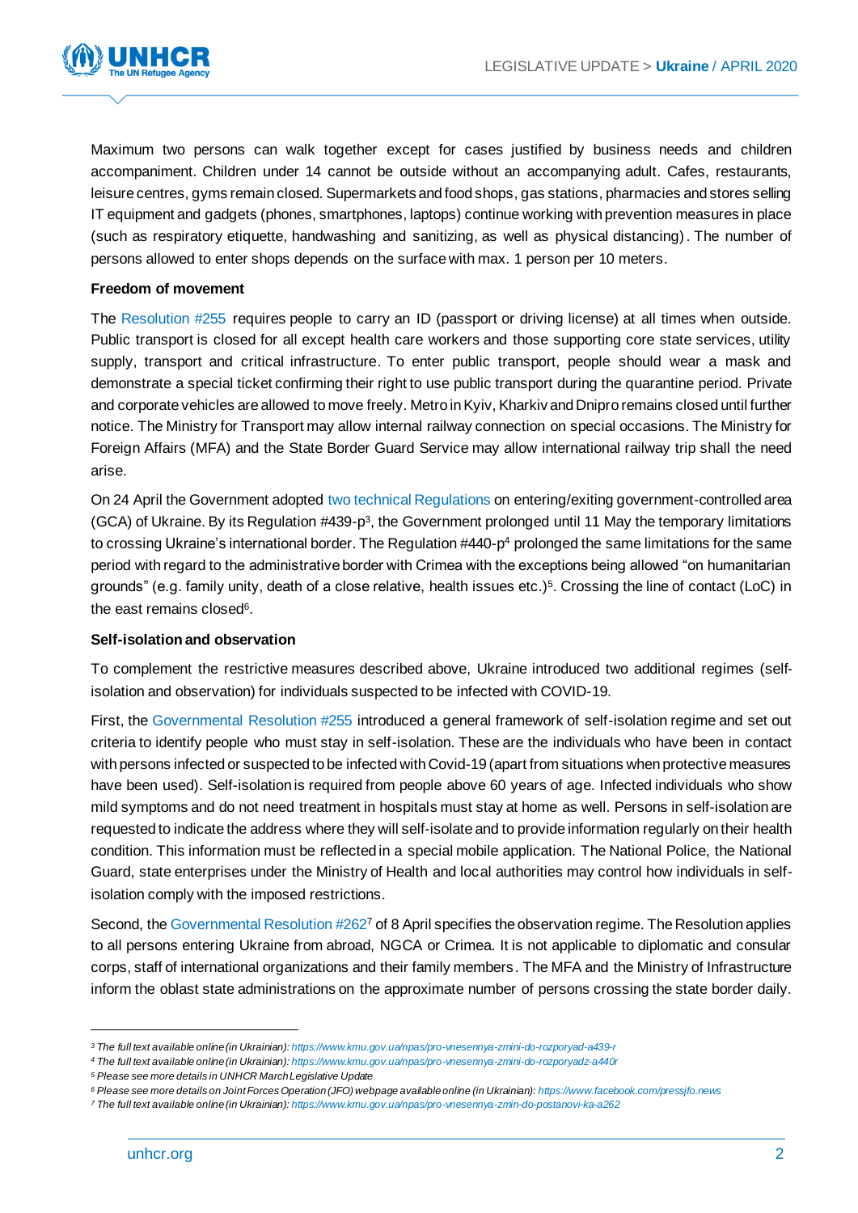Maximum two persons can walk together except for cases justified by business needs and children accompaniment. Children under 14 cannot be outside without an accompanying adult. Cafes, restaurants, leisure centres, gyms remain closed. Supermarkets and food shops, gas stations, pharmacies and stores selling IT equipment and gadgets (phones, smartphones, laptops) continue working with prevention measures in place (such as respiratory etiquette, handwashing and sanitizing, as well as physical distancing). The number of persons allowed to enter shops depends on the surface with max. 1 person per 10 meters.

**Freedom of movement**

The Resolution #255 requires people to carry an ID (passport or driving license) at all times when outside. Public transport is closed for all except health care workers and those supporting core state services, utility supply, transport and critical infrastructure. To enter public transport, people should wear a mask and demonstrate a special ticket confirming their right to use public transport during the quarantine period. Private and corporate vehicles are allowed to move freely. Metro in Kyiv, Kharkiv and Dnipro remains closed until further notice. The Ministry for Transport may allow internal railway connection on special occasions. The Ministry for Foreign Affairs (MFA) and the State Border Guard Service may allow international railway trip shall the need arise.

On 24 April the Government adopted two technical Regulations on entering/exiting government-controlled area (GCA) of Ukraine. By its Regulation #439-p[3], the Government prolonged until 11 May the temporary limitations to crossing Ukraine's international border. The Regulation #440-p[4] prolonged the same limitations for the same period with regard to the administrative border with Crimea with the exceptions being allowed "on humanitarian grounds" (e.g. family unity, death of a close relative, health issues etc.)[5]. Crossing the line of contact (LoC) in the east remains closed[6].

**Self-isolation and observation**

To complement the restrictive measures described above, Ukraine introduced two additional regimes (self-isolation and observation) for individuals suspected to be infected with COVID-19.

First, the Governmental Resolution #255 introduced a general framework of self-isolation regime and set out criteria to identify people who must stay in self-isolation. These are the individuals who have been in contact with persons infected or suspected to be infected with Covid-19 (apart from situations when protective measures have been used). Self-isolation is required from people above 60 years of age. Infected individuals who show mild symptoms and do not need treatment in hospitals must stay at home as well. Persons in self-isolation are requested to indicate the address where they will self-isolate and to provide information regularly on their health condition. This information must be reflected in a special mobile application. The National Police, the National Guard, state enterprises under the Ministry of Health and local authorities may control how individuals in self-isolation comply with the imposed restrictions.

Second, the Governmental Resolution #262[7] of 8 April specifies the observation regime. The Resolution applies to all persons entering Ukraine from abroad, NGCA or Crimea. It is not applicable to diplomatic and consular corps, staff of international organizations and their family members. The MFA and the Ministry of Infrastructure inform the oblast state administrations on the approximate number of persons crossing the state border daily.

---

[3] *The full text available online (in Ukrainian): https://www.kmu.gov.ua/npas/pro-vnesennya-zmini-do-rozporyad-a439-r*

[4] *The full text available online (in Ukrainian): https://www.kmu.gov.ua/npas/pro-vnesennya-zmini-do-rozporyadz-a440r*

[5] *Please see more details in UNHCR March Legislative Update*

[6] *Please see more details on Joint Forces Operation (JFO) webpage available online (in Ukrainian): https://www.facebook.com/pressjfo.news*

[7] *The full text available online (in Ukrainian): https://www.kmu.gov.ua/npas/pro-vnesennya-zmin-do-postanovi-ka-a262*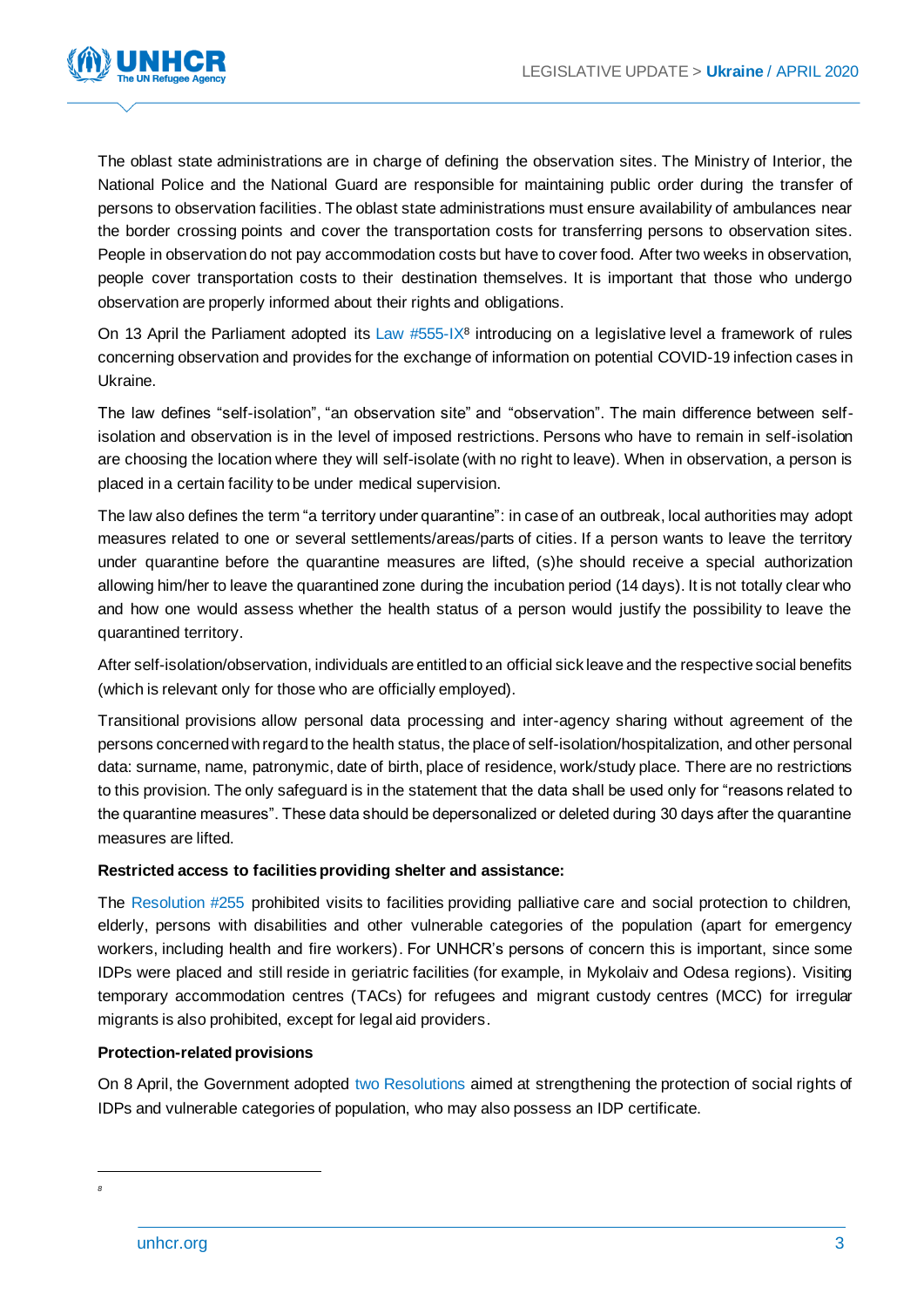The oblast state administrations are in charge of defining the observation sites. The Ministry of Interior, the National Police and the National Guard are responsible for maintaining public order during the transfer of persons to observation facilities. The oblast state administrations must ensure availability of ambulances near the border crossing points and cover the transportation costs for transferring persons to observation sites. People in observation do not pay accommodation costs but have to cover food. After two weeks in observation, people cover transportation costs to their destination themselves. It is important that those who undergo observation are properly informed about their rights and obligations.

On 13 April the Parliament adopted its Law #555-IX[8] introducing on a legislative level a framework of rules concerning observation and provides for the exchange of information on potential COVID-19 infection cases in Ukraine.

The law defines "self-isolation", "an observation site" and "observation". The main difference between self-isolation and observation is in the level of imposed restrictions. Persons who have to remain in self-isolation are choosing the location where they will self-isolate (with no right to leave). When in observation, a person is placed in a certain facility to be under medical supervision.

The law also defines the term "a territory under quarantine": in case of an outbreak, local authorities may adopt measures related to one or several settlements/areas/parts of cities. If a person wants to leave the territory under quarantine before the quarantine measures are lifted, (s)he should receive a special authorization allowing him/her to leave the quarantined zone during the incubation period (14 days). It is not totally clear who and how one would assess whether the health status of a person would justify the possibility to leave the quarantined territory.

After self-isolation/observation, individuals are entitled to an official sick leave and the respective social benefits (which is relevant only for those who are officially employed).

Transitional provisions allow personal data processing and inter-agency sharing without agreement of the persons concerned with regard to the health status, the place of self-isolation/hospitalization, and other personal data: surname, name, patronymic, date of birth, place of residence, work/study place. There are no restrictions to this provision. The only safeguard is in the statement that the data shall be used only for "reasons related to the quarantine measures". These data should be depersonalized or deleted during 30 days after the quarantine measures are lifted.

**Restricted access to facilities providing shelter and assistance:**

The Resolution #255 prohibited visits to facilities providing palliative care and social protection to children, elderly, persons with disabilities and other vulnerable categories of the population (apart for emergency workers, including health and fire workers). For UNHCR's persons of concern this is important, since some IDPs were placed and still reside in geriatric facilities (for example, in Mykolaiv and Odesa regions). Visiting temporary accommodation centres (TACs) for refugees and migrant custody centres (MCC) for irregular migrants is also prohibited, except for legal aid providers.

**Protection-related provisions**

On 8 April, the Government adopted two Resolutions aimed at strengthening the protection of social rights of IDPs and vulnerable categories of population, who may also possess an IDP certificate.

[8]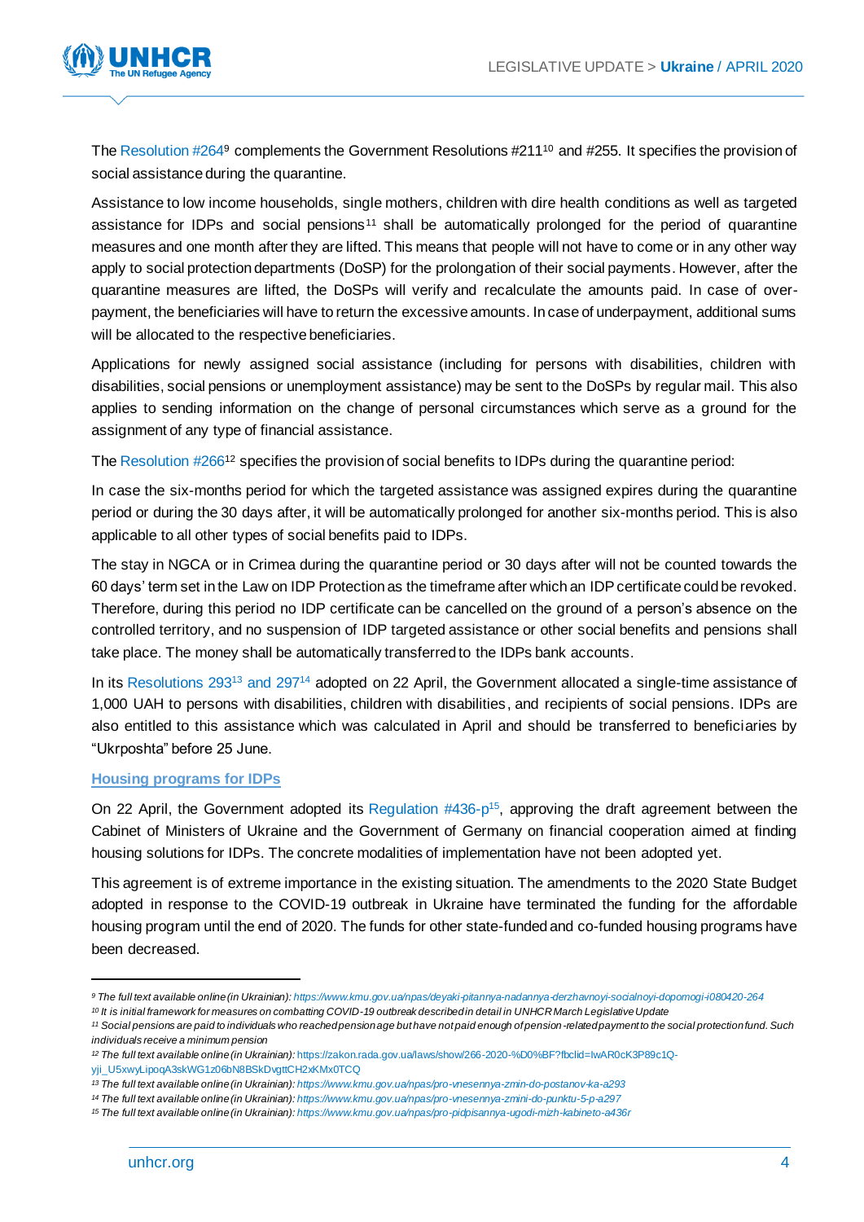The Resolution #264[9] complements the Government Resolutions #211[10] and #255. It specifies the provision of social assistance during the quarantine.

Assistance to low income households, single mothers, children with dire health conditions as well as targeted assistance for IDPs and social pensions[11] shall be automatically prolonged for the period of quarantine measures and one month after they are lifted. This means that people will not have to come or in any other way apply to social protection departments (DoSP) for the prolongation of their social payments. However, after the quarantine measures are lifted, the DoSPs will verify and recalculate the amounts paid. In case of over-payment, the beneficiaries will have to return the excessive amounts. In case of underpayment, additional sums will be allocated to the respective beneficiaries.

Applications for newly assigned social assistance (including for persons with disabilities, children with disabilities, social pensions or unemployment assistance) may be sent to the DoSPs by regular mail. This also applies to sending information on the change of personal circumstances which serve as a ground for the assignment of any type of financial assistance.

The Resolution #266[12] specifies the provision of social benefits to IDPs during the quarantine period:

In case the six-months period for which the targeted assistance was assigned expires during the quarantine period or during the 30 days after, it will be automatically prolonged for another six-months period. This is also applicable to all other types of social benefits paid to IDPs.

The stay in NGCA or in Crimea during the quarantine period or 30 days after will not be counted towards the 60 days' term set in the Law on IDP Protection as the timeframe after which an IDP certificate could be revoked. Therefore, during this period no IDP certificate can be cancelled on the ground of a person's absence on the controlled territory, and no suspension of IDP targeted assistance or other social benefits and pensions shall take place. The money shall be automatically transferred to the IDPs bank accounts.

In its Resolutions 293[13] and 297[14] adopted on 22 April, the Government allocated a single-time assistance of 1,000 UAH to persons with disabilities, children with disabilities, and recipients of social pensions. IDPs are also entitled to this assistance which was calculated in April and should be transferred to beneficiaries by "Ukrposhta" before 25 June.

### Housing programs for IDPs

On 22 April, the Government adopted its Regulation #436-p[15], approving the draft agreement between the Cabinet of Ministers of Ukraine and the Government of Germany on financial cooperation aimed at finding housing solutions for IDPs. The concrete modalities of implementation have not been adopted yet.

This agreement is of extreme importance in the existing situation. The amendments to the 2020 State Budget adopted in response to the COVID-19 outbreak in Ukraine have terminated the funding for the affordable housing program until the end of 2020. The funds for other state-funded and co-funded housing programs have been decreased.

---

[9] *The full text available online (in Ukrainian): https://www.kmu.gov.ua/npas/deyaki-pitannya-nadannya-derzhavnoyi-socialnoyi-dopomogi-i080420-264*

[10] *It is initial framework for measures on combatting COVID-19 outbreak described in detail in UNHCR March Legislative Update*

[11] *Social pensions are paid to individuals who reached pension age but have not paid enough of pension-related payment to the social protection fund. Such individuals receive a minimum pension*

[12] *The full text available online (in Ukrainian): https://zakon.rada.gov.ua/laws/show/266-2020-%D0%BF?fbclid=IwAR0cK3P89c1Q-yji_U5xwyLipoqA3skWG1z06bN8BSkDvgttCH2xKMx0TCQ*

[13] *The full text available online (in Ukrainian): https://www.kmu.gov.ua/npas/pro-vnesennya-zmin-do-postanov-ka-a293*

[14] *The full text available online (in Ukrainian): https://www.kmu.gov.ua/npas/pro-vnesennya-zmini-do-punktu-5-p-a297*

[15] *The full text available online (in Ukrainian): https://www.kmu.gov.ua/npas/pro-pidpisannya-ugodi-mizh-kabineto-a436r*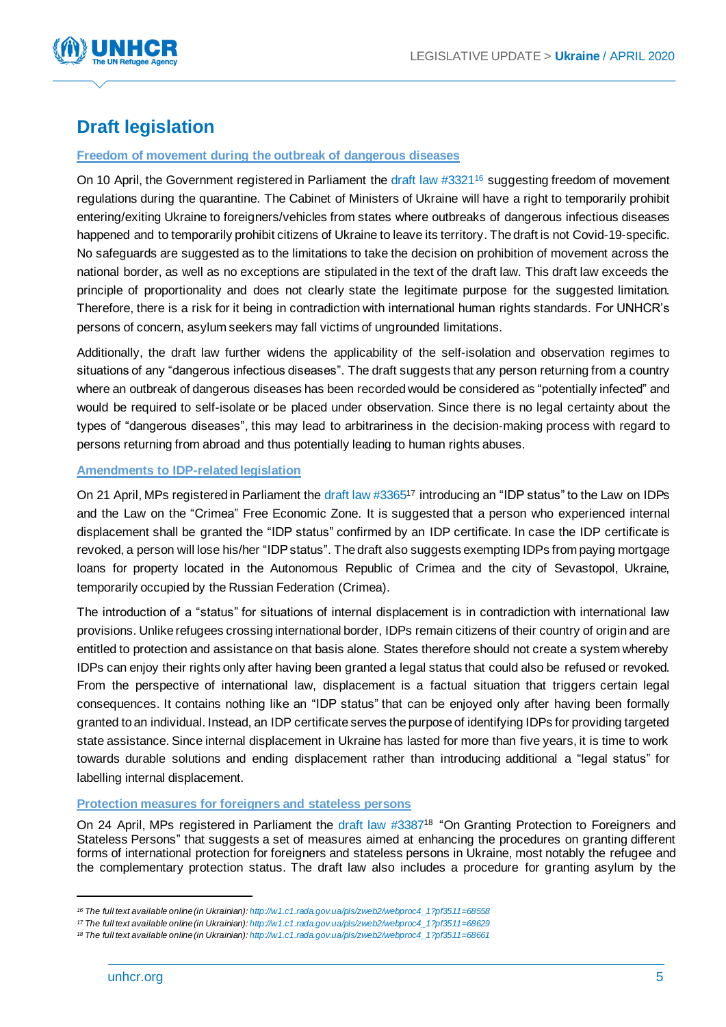## Draft legislation

### Freedom of movement during the outbreak of dangerous diseases

On 10 April, the Government registered in Parliament the draft law #3321[16] suggesting freedom of movement regulations during the quarantine. The Cabinet of Ministers of Ukraine will have a right to temporarily prohibit entering/exiting Ukraine to foreigners/vehicles from states where outbreaks of dangerous infectious diseases happened and to temporarily prohibit citizens of Ukraine to leave its territory. The draft is not Covid-19-specific. No safeguards are suggested as to the limitations to take the decision on prohibition of movement across the national border, as well as no exceptions are stipulated in the text of the draft law. This draft law exceeds the principle of proportionality and does not clearly state the legitimate purpose for the suggested limitation. Therefore, there is a risk for it being in contradiction with international human rights standards. For UNHCR's persons of concern, asylum seekers may fall victims of ungrounded limitations.

Additionally, the draft law further widens the applicability of the self-isolation and observation regimes to situations of any "dangerous infectious diseases". The draft suggests that any person returning from a country where an outbreak of dangerous diseases has been recorded would be considered as "potentially infected" and would be required to self-isolate or be placed under observation. Since there is no legal certainty about the types of "dangerous diseases", this may lead to arbitrariness in the decision-making process with regard to persons returning from abroad and thus potentially leading to human rights abuses.

### Amendments to IDP-related legislation

On 21 April, MPs registered in Parliament the draft law #3365[17] introducing an "IDP status" to the Law on IDPs and the Law on the "Crimea" Free Economic Zone. It is suggested that a person who experienced internal displacement shall be granted the "IDP status" confirmed by an IDP certificate. In case the IDP certificate is revoked, a person will lose his/her "IDP status". The draft also suggests exempting IDPs from paying mortgage loans for property located in the Autonomous Republic of Crimea and the city of Sevastopol, Ukraine, temporarily occupied by the Russian Federation (Crimea).

The introduction of a "status" for situations of internal displacement is in contradiction with international law provisions. Unlike refugees crossing international border, IDPs remain citizens of their country of origin and are entitled to protection and assistance on that basis alone. States therefore should not create a system whereby IDPs can enjoy their rights only after having been granted a legal status that could also be refused or revoked. From the perspective of international law, displacement is a factual situation that triggers certain legal consequences. It contains nothing like an "IDP status" that can be enjoyed only after having been formally granted to an individual. Instead, an IDP certificate serves the purpose of identifying IDPs for providing targeted state assistance. Since internal displacement in Ukraine has lasted for more than five years, it is time to work towards durable solutions and ending displacement rather than introducing additional a "legal status" for labelling internal displacement.

### Protection measures for foreigners and stateless persons

On 24 April, MPs registered in Parliament the draft law #3387[18] "On Granting Protection to Foreigners and Stateless Persons" that suggests a set of measures aimed at enhancing the procedures on granting different forms of international protection for foreigners and stateless persons in Ukraine, most notably the refugee and the complementary protection status. The draft law also includes a procedure for granting asylum by the

---

[16] *The full text available online (in Ukrainian): http://w1.c1.rada.gov.ua/pls/zweb2/webproc4_1?pf3511=68558*

[17] *The full text available online (in Ukrainian): http://w1.c1.rada.gov.ua/pls/zweb2/webproc4_1?pf3511=68629*

[18] *The full text available online (in Ukrainian): http://w1.c1.rada.gov.ua/pls/zweb2/webproc4_1?pf3511=68661*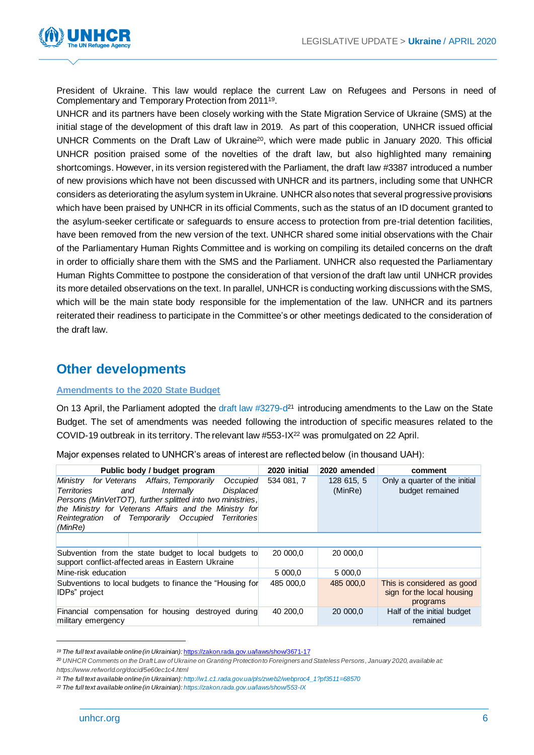President of Ukraine. This law would replace the current Law on Refugees and Persons in need of Complementary and Temporary Protection from 2011[19].

UNHCR and its partners have been closely working with the State Migration Service of Ukraine (SMS) at the initial stage of the development of this draft law in 2019. As part of this cooperation, UNHCR issued official UNHCR Comments on the Draft Law of Ukraine[20], which were made public in January 2020. This official UNHCR position praised some of the novelties of the draft law, but also highlighted many remaining shortcomings. However, in its version registered with the Parliament, the draft law #3387 introduced a number of new provisions which have not been discussed with UNHCR and its partners, including some that UNHCR considers as deteriorating the asylum system in Ukraine. UNHCR also notes that several progressive provisions which have been praised by UNHCR in its official Comments, such as the status of an ID document granted to the asylum-seeker certificate or safeguards to ensure access to protection from pre-trial detention facilities, have been removed from the new version of the text. UNHCR shared some initial observations with the Chair of the Parliamentary Human Rights Committee and is working on compiling its detailed concerns on the draft in order to officially share them with the SMS and the Parliament. UNHCR also requested the Parliamentary Human Rights Committee to postpone the consideration of that version of the draft law until UNHCR provides its more detailed observations on the text. In parallel, UNHCR is conducting working discussions with the SMS, which will be the main state body responsible for the implementation of the law. UNHCR and its partners reiterated their readiness to participate in the Committee's or other meetings dedicated to the consideration of the draft law.

## Other developments

### Amendments to the 2020 State Budget

On 13 April, the Parliament adopted the draft law #3279-d[21] introducing amendments to the Law on the State Budget. The set of amendments was needed following the introduction of specific measures related to the COVID-19 outbreak in its territory. The relevant law #553-IX[22] was promulgated on 22 April.

Major expenses related to UNHCR's areas of interest are reflected below (in thousand UAH):

| Public body / budget program | 2020 initial | 2020 amended | comment |
|---|---|---|---|
| *Ministry for Veterans Affairs, Temporarily Occupied Territories and Internally Displaced Persons (MinVetTOT), further splitted into two ministries, the Ministry for Veterans Affairs and the Ministry for Reintegration of Temporarily Occupied Territories (MinRe)* | 534 081, 7 | 128 615, 5 (MinRe) | Only a quarter of the initial budget remained |
| Subvention from the state budget to local budgets to support conflict-affected areas in Eastern Ukraine | 20 000,0 | 20 000,0 | |
| Mine-risk education | 5 000,0 | 5 000,0 | |
| Subventions to local budgets to finance the "Housing for IDPs" project | 485 000,0 | 485 000,0 | This is considered as good sign for the local housing programs |
| Financial compensation for housing destroyed during military emergency | 40 200,0 | 20 000,0 | Half of the initial budget remained |

---

[19] *The full text available online (in Ukrainian):* https://zakon.rada.gov.ua/laws/show/3671-17

[20] *UNHCR Comments on the Draft Law of Ukraine on Granting Protection to Foreigners and Stateless Persons, January 2020, available at: https://www.refworld.org/docid/5e60ec1c4.html*

[21] *The full text available online (in Ukrainian):* http://w1.c1.rada.gov.ua/pls/zweb2/webproc4_1?pf3511=68570

[22] *The full text available online (in Ukrainian):* https://zakon.rada.gov.ua/laws/show/553-IX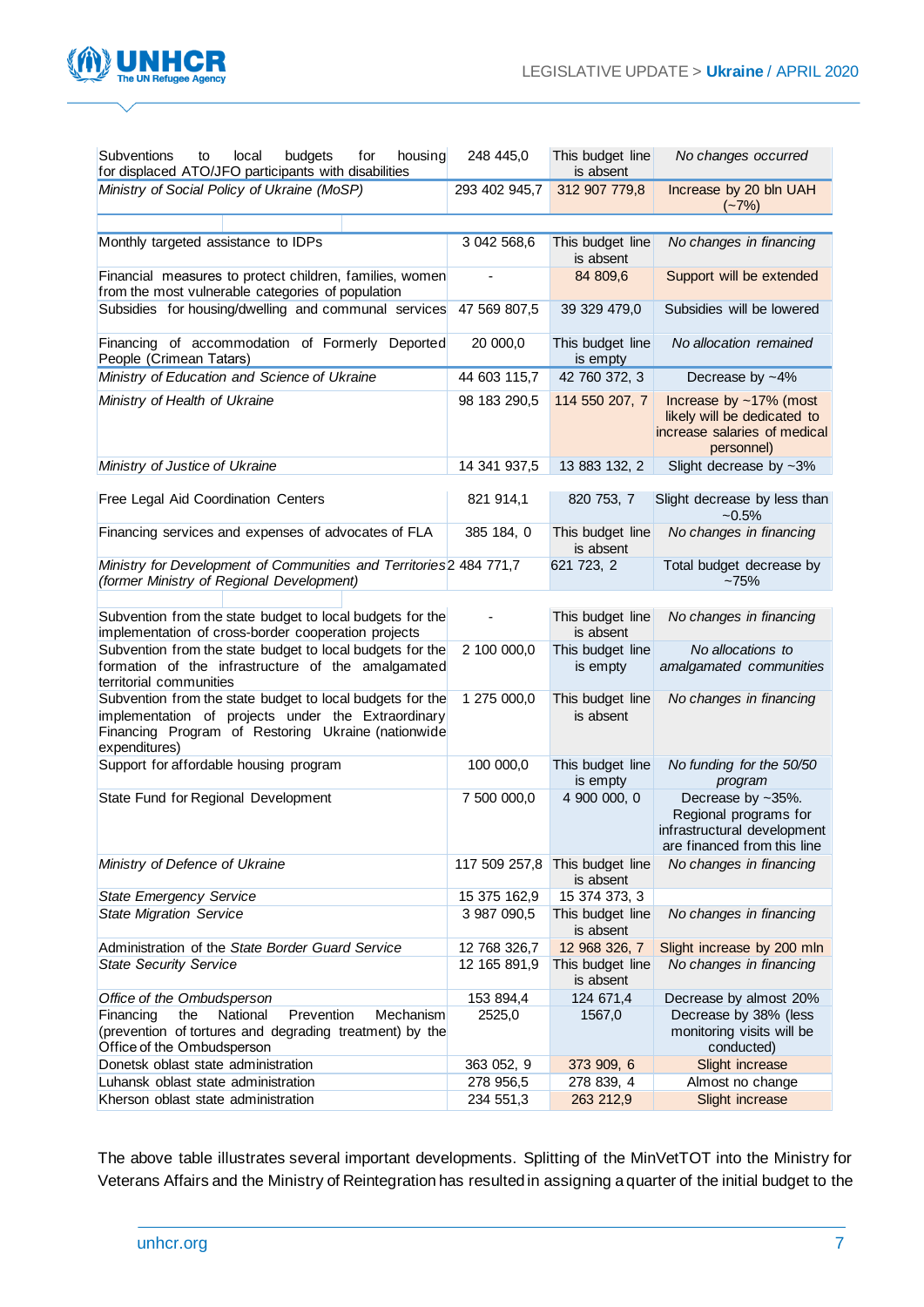| | | | |
|---|---|---|---|
| Subventions to local budgets for housing for displaced ATO/JFO participants with disabilities | 248 445,0 | This budget line is absent | *No changes occurred* |
| *Ministry of Social Policy of Ukraine (MoSP)* | 293 402 945,7 | 312 907 779,8 | Increase by 20 bln UAH (~7%) |
| | | | |
| Monthly targeted assistance to IDPs | 3 042 568,6 | This budget line is absent | *No changes in financing* |
| Financial measures to protect children, families, women from the most vulnerable categories of population | - | 84 809,6 | Support will be extended |
| Subsidies for housing/dwelling and communal services | 47 569 807,5 | 39 329 479,0 | Subsidies will be lowered |
| Financing of accommodation of Formerly Deported People (Crimean Tatars) | 20 000,0 | This budget line is empty | *No allocation remained* |
| *Ministry of Education and Science of Ukraine* | 44 603 115,7 | 42 760 372, 3 | Decrease by ~4% |
| *Ministry of Health of Ukraine* | 98 183 290,5 | 114 550 207, 7 | Increase by ~17% (most likely will be dedicated to increase salaries of medical personnel) |
| *Ministry of Justice of Ukraine* | 14 341 937,5 | 13 883 132, 2 | Slight decrease by ~3% |
| Free Legal Aid Coordination Centers | 821 914,1 | 820 753, 7 | Slight decrease by less than ~0.5% |
| Financing services and expenses of advocates of FLA | 385 184, 0 | This budget line is absent | *No changes in financing* |
| *Ministry for Development of Communities and Territories (former Ministry of Regional Development)* | 2 484 771,7 | 621 723, 2 | Total budget decrease by ~75% |
| | | | |
| Subvention from the state budget to local budgets for the implementation of cross-border cooperation projects | - | This budget line is absent | *No changes in financing* |
| Subvention from the state budget to local budgets for the formation of the infrastructure of the amalgamated territorial communities | 2 100 000,0 | This budget line is empty | *No allocations to amalgamated communities* |
| Subvention from the state budget to local budgets for the implementation of projects under the Extraordinary Financing Program of Restoring Ukraine (nationwide expenditures) | 1 275 000,0 | This budget line is absent | *No changes in financing* |
| Support for affordable housing program | 100 000,0 | This budget line is empty | *No funding for the 50/50 program* |
| State Fund for Regional Development | 7 500 000,0 | 4 900 000, 0 | Decrease by ~35%. Regional programs for infrastructural development are financed from this line |
| *Ministry of Defence of Ukraine* | 117 509 257,8 | This budget line is absent | *No changes in financing* |
| *State Emergency Service* | 15 375 162,9 | 15 374 373, 3 | |
| *State Migration Service* | 3 987 090,5 | This budget line is absent | *No changes in financing* |
| Administration of the *State Border Guard Service* | 12 768 326,7 | 12 968 326, 7 | Slight increase by 200 mln |
| *State Security Service* | 12 165 891,9 | This budget line is absent | *No changes in financing* |
| *Office of the Ombudsperson* | 153 894,4 | 124 671,4 | Decrease by almost 20% |
| Financing the National Prevention Mechanism (prevention of tortures and degrading treatment) by the Office of the Ombudsperson | 2525,0 | 1567,0 | Decrease by 38% (less monitoring visits will be conducted) |
| Donetsk oblast state administration | 363 052, 9 | 373 909, 6 | Slight increase |
| Luhansk oblast state administration | 278 956,5 | 278 839, 4 | Almost no change |
| Kherson oblast state administration | 234 551,3 | 263 212,9 | Slight increase |

The above table illustrates several important developments. Splitting of the MinVetTOT into the Ministry for Veterans Affairs and the Ministry of Reintegration has resulted in assigning a quarter of the initial budget to the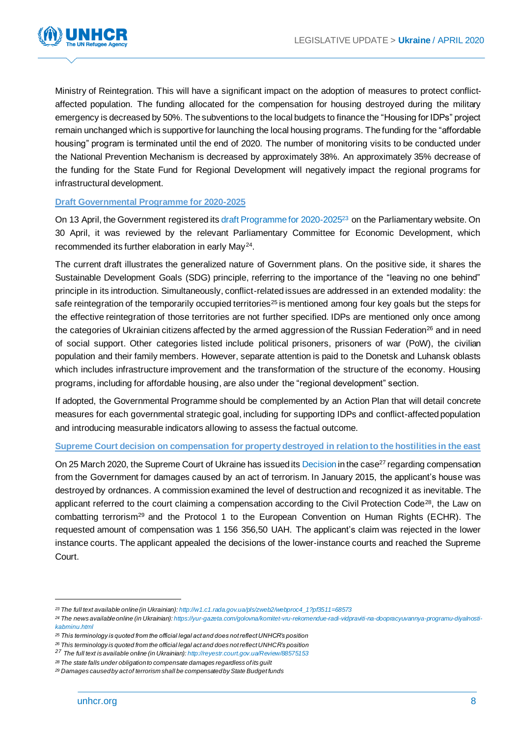Ministry of Reintegration. This will have a significant impact on the adoption of measures to protect conflict-affected population. The funding allocated for the compensation for housing destroyed during the military emergency is decreased by 50%. The subventions to the local budgets to finance the "Housing for IDPs" project remain unchanged which is supportive for launching the local housing programs. The funding for the "affordable housing" program is terminated until the end of 2020. The number of monitoring visits to be conducted under the National Prevention Mechanism is decreased by approximately 38%. An approximately 35% decrease of the funding for the State Fund for Regional Development will negatively impact the regional programs for infrastructural development.

### Draft Governmental Programme for 2020-2025

On 13 April, the Government registered its draft Programme for 2020-2025[23] on the Parliamentary website. On 30 April, it was reviewed by the relevant Parliamentary Committee for Economic Development, which recommended its further elaboration in early May[24].

The current draft illustrates the generalized nature of Government plans. On the positive side, it shares the Sustainable Development Goals (SDG) principle, referring to the importance of the "leaving no one behind" principle in its introduction. Simultaneously, conflict-related issues are addressed in an extended modality: the safe reintegration of the temporarily occupied territories[25] is mentioned among four key goals but the steps for the effective reintegration of those territories are not further specified. IDPs are mentioned only once among the categories of Ukrainian citizens affected by the armed aggression of the Russian Federation[26] and in need of social support. Other categories listed include political prisoners, prisoners of war (PoW), the civilian population and their family members. However, separate attention is paid to the Donetsk and Luhansk oblasts which includes infrastructure improvement and the transformation of the structure of the economy. Housing programs, including for affordable housing, are also under the "regional development" section.

If adopted, the Governmental Programme should be complemented by an Action Plan that will detail concrete measures for each governmental strategic goal, including for supporting IDPs and conflict-affected population and introducing measurable indicators allowing to assess the factual outcome.

### Supreme Court decision on compensation for property destroyed in relation to the hostilities in the east

On 25 March 2020, the Supreme Court of Ukraine has issued its Decision in the case[27] regarding compensation from the Government for damages caused by an act of terrorism. In January 2015, the applicant's house was destroyed by ordnances. A commission examined the level of destruction and recognized it as inevitable. The applicant referred to the court claiming a compensation according to the Civil Protection Code[28], the Law on combatting terrorism[29] and the Protocol 1 to the European Convention on Human Rights (ECHR). The requested amount of compensation was 1 156 356,50 UAH. The applicant's claim was rejected in the lower instance courts. The applicant appealed the decisions of the lower-instance courts and reached the Supreme Court.

---

[23] *The full text available online (in Ukrainian): http://w1.c1.rada.gov.ua/pls/zweb2/webproc4_1?pf3511=68573*

[24] *The news available online (in Ukrainian): https://yur-gazeta.com/golovna/komitet-vru-rekomendue-radi-vidpraviti-na-doopracyuvannya-programu-diyalnosti-kabminu.html*

[25] *This terminology is quoted from the official legal act and does not reflect UNHCR's position*

[26] *This terminology is quoted from the official legal act and does not reflect UNHCR's position*

[27] *The full text is available online (in Ukrainian): http://reyestr.court.gov.ua/Review/88575153*

[28] *The state falls under obligation to compensate damages regardless of its guilt*

[29] *Damages caused by act of terrorism shall be compensated by State Budget funds*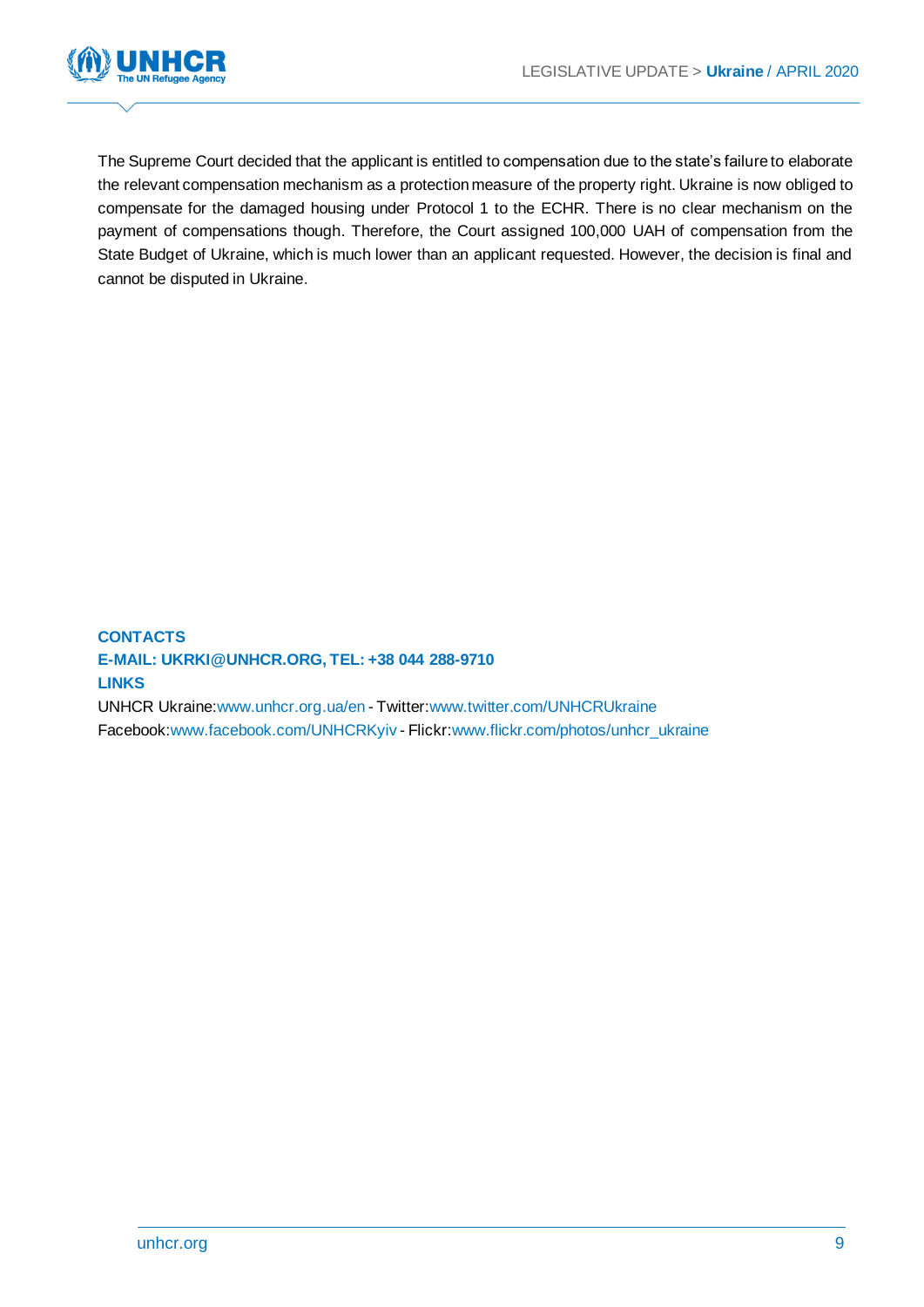The Supreme Court decided that the applicant is entitled to compensation due to the state's failure to elaborate the relevant compensation mechanism as a protection measure of the property right. Ukraine is now obliged to compensate for the damaged housing under Protocol 1 to the ECHR. There is no clear mechanism on the payment of compensations though. Therefore, the Court assigned 100,000 UAH of compensation from the State Budget of Ukraine, which is much lower than an applicant requested. However, the decision is final and cannot be disputed in Ukraine.

**CONTACTS**

**E-MAIL: UKRKI@UNHCR.ORG, TEL: +38 044 288-9710**

**LINKS**

UNHCR Ukraine:www.unhcr.org.ua/en - Twitter:www.twitter.com/UNHCRUkraine
Facebook:www.facebook.com/UNHCRKyiv - Flickr:www.flickr.com/photos/unhcr_ukraine